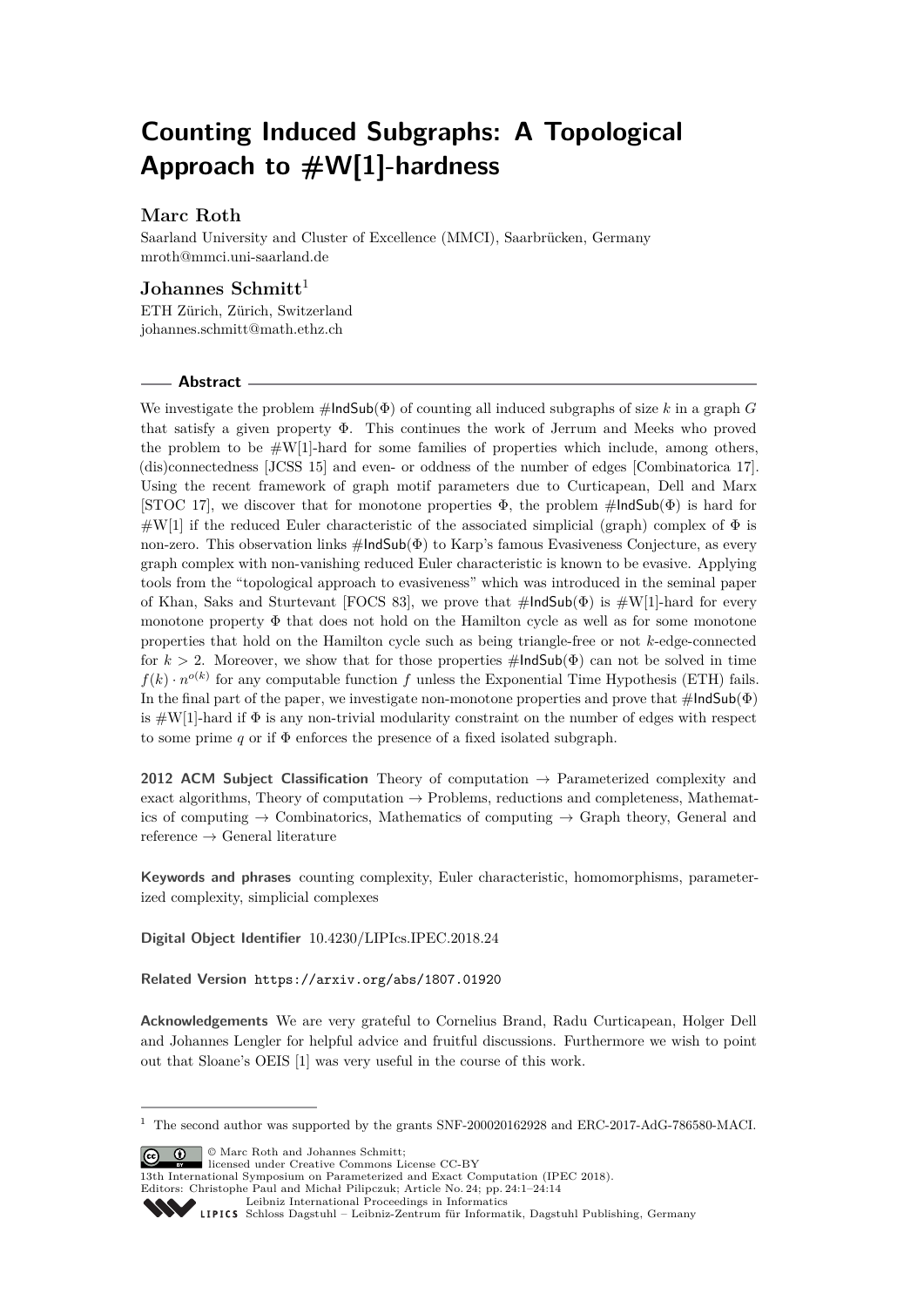# Counting Induced Subgraphs: A Topological Approach to #W[1]-hardness

## Marc Roth

Saarland University and Cluster of Excellence (MMCI), Saarbrücken, Germany
mroth@mmci.uni-saarland.de

## Johannes Schmitt[1]

ETH Zürich, Zürich, Switzerland
johannes.schmitt@math.ethz.ch

## Abstract

We investigate the problem #IndSub($\Phi$) of counting all induced subgraphs of size $k$ in a graph $G$ that satisfy a given property $\Phi$. This continues the work of Jerrum and Meeks who proved the problem to be #W[1]-hard for some families of properties which include, among others, (dis)connectedness [JCSS 15] and even- or oddness of the number of edges [Combinatorica 17]. Using the recent framework of graph motif parameters due to Curticapean, Dell and Marx [STOC 17], we discover that for monotone properties $\Phi$, the problem #IndSub($\Phi$) is hard for #W[1] if the reduced Euler characteristic of the associated simplicial (graph) complex of $\Phi$ is non-zero. This observation links #IndSub($\Phi$) to Karp's famous Evasiveness Conjecture, as every graph complex with non-vanishing reduced Euler characteristic is known to be evasive. Applying tools from the "topological approach to evasiveness" which was introduced in the seminal paper of Khan, Saks and Sturtevant [FOCS 83], we prove that #IndSub($\Phi$) is #W[1]-hard for every monotone property $\Phi$ that does not hold on the Hamilton cycle as well as for some monotone properties that hold on the Hamilton cycle such as being triangle-free or not $k$-edge-connected for $k > 2$. Moreover, we show that for those properties #IndSub($\Phi$) can not be solved in time $f(k) \cdot n^{o(k)}$ for any computable function $f$ unless the Exponential Time Hypothesis (ETH) fails. In the final part of the paper, we investigate non-monotone properties and prove that #IndSub($\Phi$) is #W[1]-hard if $\Phi$ is any non-trivial modularity constraint on the number of edges with respect to some prime $q$ or if $\Phi$ enforces the presence of a fixed isolated subgraph.

**2012 ACM Subject Classification** Theory of computation → Parameterized complexity and exact algorithms, Theory of computation → Problems, reductions and completeness, Mathematics of computing → Combinatorics, Mathematics of computing → Graph theory, General and reference → General literature

**Keywords and phrases** counting complexity, Euler characteristic, homomorphisms, parameterized complexity, simplicial complexes

**Digital Object Identifier** 10.4230/LIPIcs.IPEC.2018.24

**Related Version** https://arxiv.org/abs/1807.01920

**Acknowledgements** We are very grateful to Cornelius Brand, Radu Curticapean, Holger Dell and Johannes Lengler for helpful advice and fruitful discussions. Furthermore we wish to point out that Sloane's OEIS [1] was very useful in the course of this work.

[1] The second author was supported by the grants SNF-200020162928 and ERC-2017-AdG-786580-MACI.

© Marc Roth and Johannes Schmitt;
licensed under Creative Commons License CC-BY
13th International Symposium on Parameterized and Exact Computation (IPEC 2018).
Editors: Christophe Paul and Michał Pilipczuk; Article No. 24; pp. 24:1–24:14
Leibniz International Proceedings in Informatics
LIPICS Schloss Dagstuhl – Leibniz-Zentrum für Informatik, Dagstuhl Publishing, Germany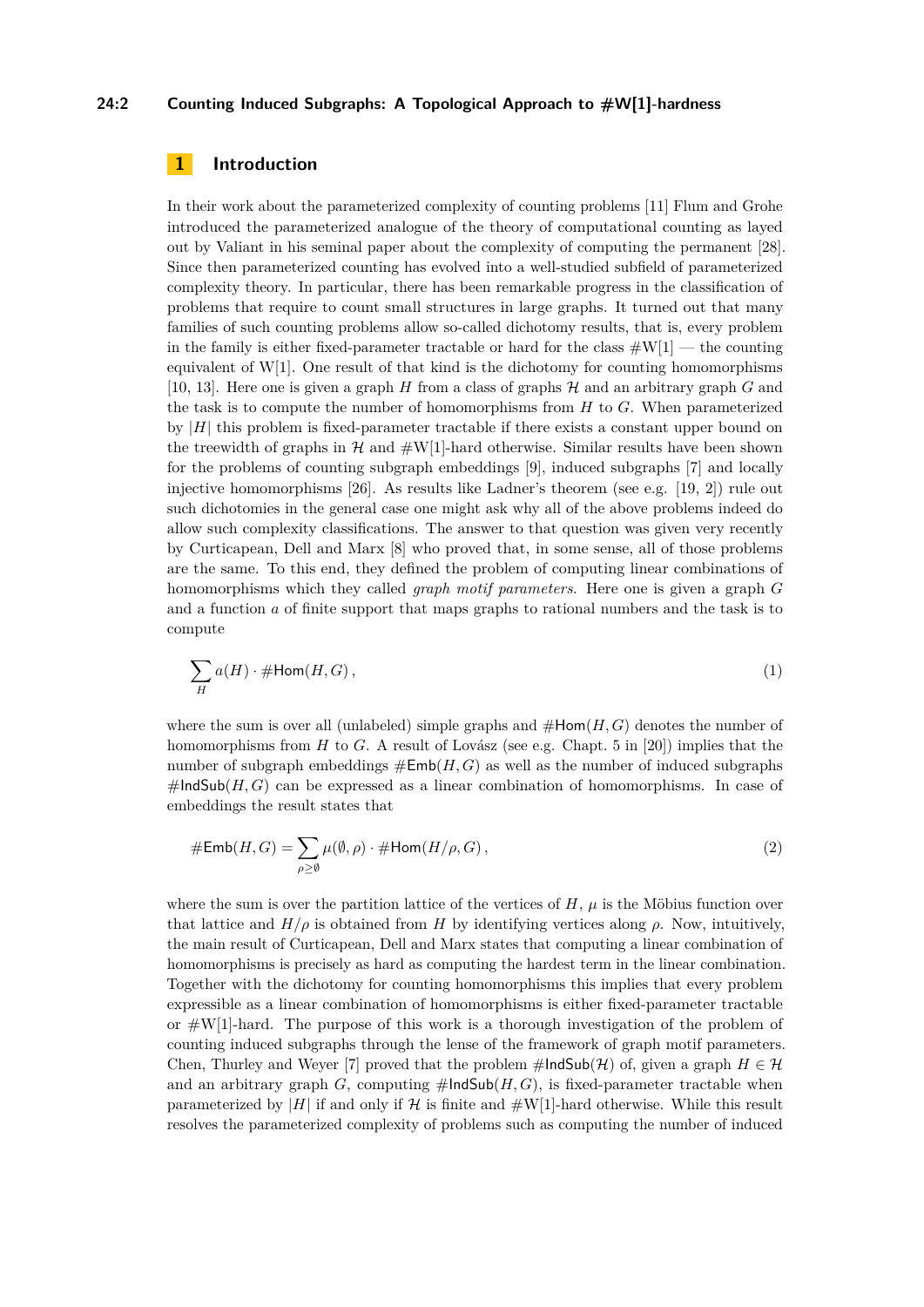# 1 Introduction

In their work about the parameterized complexity of counting problems [11] Flum and Grohe introduced the parameterized analogue of the theory of computational counting as layed out by Valiant in his seminal paper about the complexity of computing the permanent [28]. Since then parameterized counting has evolved into a well-studied subfield of parameterized complexity theory. In particular, there has been remarkable progress in the classification of problems that require to count small structures in large graphs. It turned out that many families of such counting problems allow so-called dichotomy results, that is, every problem in the family is either fixed-parameter tractable or hard for the class #W[1] — the counting equivalent of W[1]. One result of that kind is the dichotomy for counting homomorphisms [10, 13]. Here one is given a graph $H$ from a class of graphs $\mathcal{H}$ and an arbitrary graph $G$ and the task is to compute the number of homomorphisms from $H$ to $G$. When parameterized by $|H|$ this problem is fixed-parameter tractable if there exists a constant upper bound on the treewidth of graphs in $\mathcal{H}$ and #W[1]-hard otherwise. Similar results have been shown for the problems of counting subgraph embeddings [9], induced subgraphs [7] and locally injective homomorphisms [26]. As results like Ladner's theorem (see e.g. [19, 2]) rule out such dichotomies in the general case one might ask why all of the above problems indeed do allow such complexity classifications. The answer to that question was given very recently by Curticapean, Dell and Marx [8] who proved that, in some sense, all of those problems are the same. To this end, they defined the problem of computing linear combinations of homomorphisms which they called *graph motif parameters*. Here one is given a graph $G$ and a function $a$ of finite support that maps graphs to rational numbers and the task is to compute

$$\sum_{H} a(H) \cdot \#\mathsf{Hom}(H, G)\,, \tag{1}$$

where the sum is over all (unlabeled) simple graphs and $\#\mathsf{Hom}(H, G)$ denotes the number of homomorphisms from $H$ to $G$. A result of Lovász (see e.g. Chapt. 5 in [20]) implies that the number of subgraph embeddings $\#\mathsf{Emb}(H, G)$ as well as the number of induced subgraphs $\#\mathsf{IndSub}(H, G)$ can be expressed as a linear combination of homomorphisms. In case of embeddings the result states that

$$\#\mathsf{Emb}(H, G) = \sum_{\rho \geq \emptyset} \mu(\emptyset, \rho) \cdot \#\mathsf{Hom}(H/\rho, G)\,, \tag{2}$$

where the sum is over the partition lattice of the vertices of $H$, $\mu$ is the Möbius function over that lattice and $H/\rho$ is obtained from $H$ by identifying vertices along $\rho$. Now, intuitively, the main result of Curticapean, Dell and Marx states that computing a linear combination of homomorphisms is precisely as hard as computing the hardest term in the linear combination. Together with the dichotomy for counting homomorphisms this implies that every problem expressible as a linear combination of homomorphisms is either fixed-parameter tractable or #W[1]-hard. The purpose of this work is a thorough investigation of the problem of counting induced subgraphs through the lense of the framework of graph motif parameters. Chen, Thurley and Weyer [7] proved that the problem $\#\mathsf{IndSub}(\mathcal{H})$ of, given a graph $H \in \mathcal{H}$ and an arbitrary graph $G$, computing $\#\mathsf{IndSub}(H, G)$, is fixed-parameter tractable when parameterized by $|H|$ if and only if $\mathcal{H}$ is finite and #W[1]-hard otherwise. While this result resolves the parameterized complexity of problems such as computing the number of induced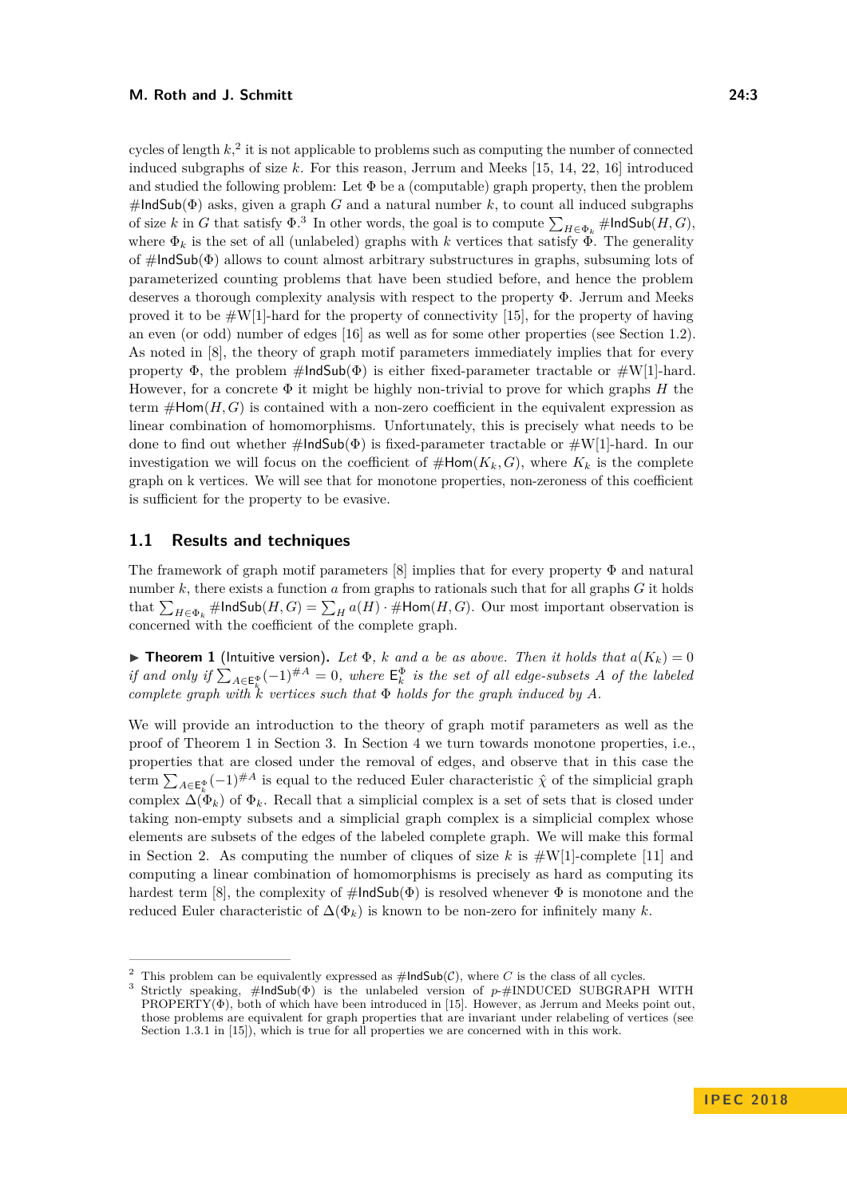cycles of length $k$,[2] it is not applicable to problems such as computing the number of connected induced subgraphs of size $k$. For this reason, Jerrum and Meeks [15, 14, 22, 16] introduced and studied the following problem: Let $\Phi$ be a (computable) graph property, then the problem $\#\mathsf{IndSub}(\Phi)$ asks, given a graph $G$ and a natural number $k$, to count all induced subgraphs of size $k$ in $G$ that satisfy $\Phi$.[3] In other words, the goal is to compute $\sum_{H \in \Phi_k} \#\mathsf{IndSub}(H, G)$, where $\Phi_k$ is the set of all (unlabeled) graphs with $k$ vertices that satisfy $\Phi$. The generality of $\#\mathsf{IndSub}(\Phi)$ allows to count almost arbitrary substructures in graphs, subsuming lots of parameterized counting problems that have been studied before, and hence the problem deserves a thorough complexity analysis with respect to the property $\Phi$. Jerrum and Meeks proved it to be #W[1]-hard for the property of connectivity [15], for the property of having an even (or odd) number of edges [16] as well as for some other properties (see Section 1.2). As noted in [8], the theory of graph motif parameters immediately implies that for every property $\Phi$, the problem $\#\mathsf{IndSub}(\Phi)$ is either fixed-parameter tractable or #W[1]-hard. However, for a concrete $\Phi$ it might be highly non-trivial to prove for which graphs $H$ the term $\#\mathsf{Hom}(H, G)$ is contained with a non-zero coefficient in the equivalent expression as linear combination of homomorphisms. Unfortunately, this is precisely what needs to be done to find out whether $\#\mathsf{IndSub}(\Phi)$ is fixed-parameter tractable or #W[1]-hard. In our investigation we will focus on the coefficient of $\#\mathsf{Hom}(K_k, G)$, where $K_k$ is the complete graph on k vertices. We will see that for monotone properties, non-zeroness of this coefficient is sufficient for the property to be evasive.

## 1.1 Results and techniques

The framework of graph motif parameters [8] implies that for every property $\Phi$ and natural number $k$, there exists a function $a$ from graphs to rationals such that for all graphs $G$ it holds that $\sum_{H \in \Phi_k} \#\mathsf{IndSub}(H, G) = \sum_H a(H) \cdot \#\mathsf{Hom}(H, G)$. Our most important observation is concerned with the coefficient of the complete graph.

▶ **Theorem 1** (Intuitive version). *Let $\Phi$, $k$ and $a$ be as above. Then it holds that $a(K_k) = 0$ if and only if $\sum_{A \in \mathsf{E}_k^\Phi} (-1)^{\#A} = 0$, where $\mathsf{E}_k^\Phi$ is the set of all edge-subsets $A$ of the labeled complete graph with $k$ vertices such that $\Phi$ holds for the graph induced by $A$.*

We will provide an introduction to the theory of graph motif parameters as well as the proof of Theorem 1 in Section 3. In Section 4 we turn towards monotone properties, i.e., properties that are closed under the removal of edges, and observe that in this case the term $\sum_{A \in \mathsf{E}_k^\Phi} (-1)^{\#A}$ is equal to the reduced Euler characteristic $\hat{\chi}$ of the simplicial graph complex $\Delta(\Phi_k)$ of $\Phi_k$. Recall that a simplicial complex is a set of sets that is closed under taking non-empty subsets and a simplicial graph complex is a simplicial complex whose elements are subsets of the edges of the labeled complete graph. We will make this formal in Section 2. As computing the number of cliques of size $k$ is #W[1]-complete [11] and computing a linear combination of homomorphisms is precisely as hard as computing its hardest term [8], the complexity of $\#\mathsf{IndSub}(\Phi)$ is resolved whenever $\Phi$ is monotone and the reduced Euler characteristic of $\Delta(\Phi_k)$ is known to be non-zero for infinitely many $k$.

---

[2] This problem can be equivalently expressed as $\#\mathsf{IndSub}(\mathcal{C})$, where $C$ is the class of all cycles.

[3] Strictly speaking, $\#\mathsf{IndSub}(\Phi)$ is the unlabeled version of $p$-#INDUCED SUBGRAPH WITH PROPERTY($\Phi$), both of which have been introduced in [15]. However, as Jerrum and Meeks point out, those problems are equivalent for graph properties that are invariant under relabeling of vertices (see Section 1.3.1 in [15]), which is true for all properties we are concerned with in this work.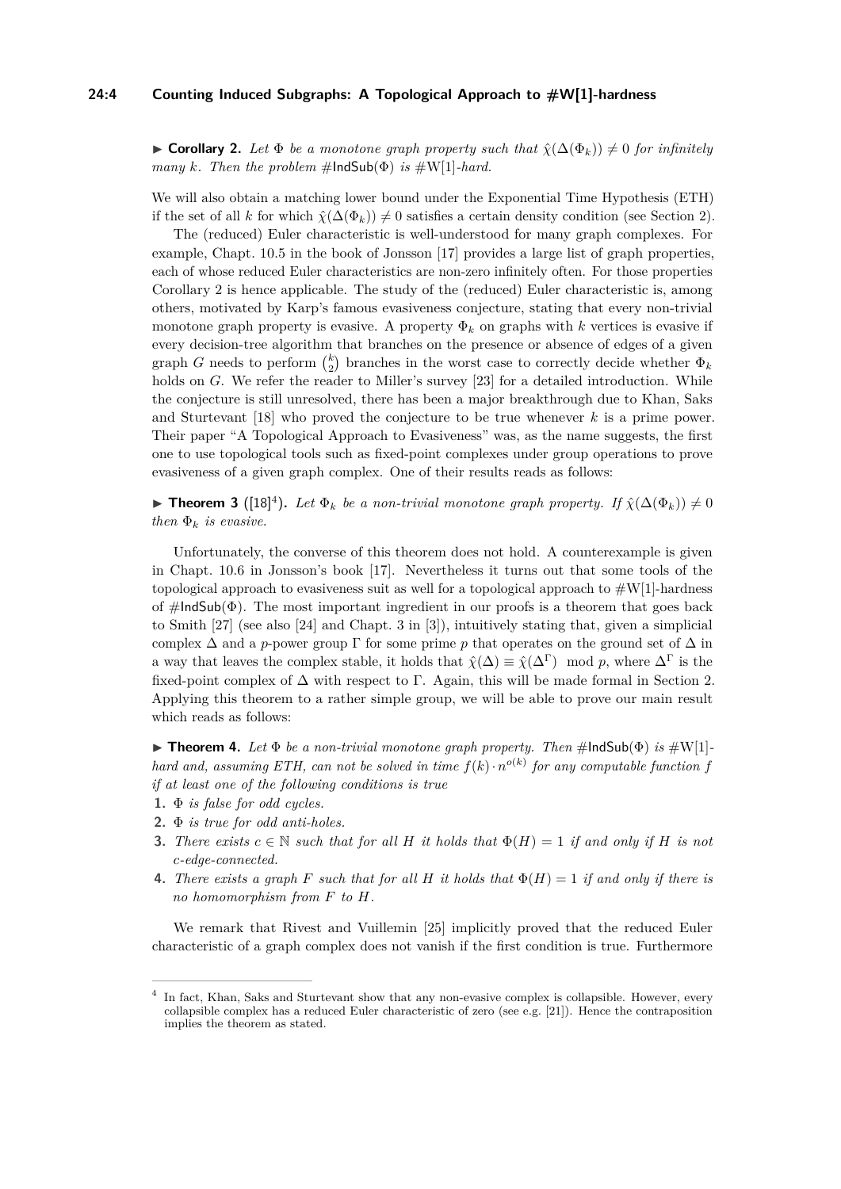▶ **Corollary 2.** *Let $\Phi$ be a monotone graph property such that $\hat{\chi}(\Delta(\Phi_k)) \neq 0$ for infinitely many $k$. Then the problem $\#\mathsf{IndSub}(\Phi)$ is $\#\mathrm{W}[1]$-hard.*

We will also obtain a matching lower bound under the Exponential Time Hypothesis (ETH) if the set of all $k$ for which $\hat{\chi}(\Delta(\Phi_k)) \neq 0$ satisfies a certain density condition (see Section 2).

The (reduced) Euler characteristic is well-understood for many graph complexes. For example, Chapt. 10.5 in the book of Jonsson [17] provides a large list of graph properties, each of whose reduced Euler characteristics are non-zero infinitely often. For those properties Corollary 2 is hence applicable. The study of the (reduced) Euler characteristic is, among others, motivated by Karp's famous evasiveness conjecture, stating that every non-trivial monotone graph property is evasive. A property $\Phi_k$ on graphs with $k$ vertices is evasive if every decision-tree algorithm that branches on the presence or absence of edges of a given graph $G$ needs to perform $\binom{k}{2}$ branches in the worst case to correctly decide whether $\Phi_k$ holds on $G$. We refer the reader to Miller's survey [23] for a detailed introduction. While the conjecture is still unresolved, there has been a major breakthrough due to Khan, Saks and Sturtevant [18] who proved the conjecture to be true whenever $k$ is a prime power. Their paper "A Topological Approach to Evasiveness" was, as the name suggests, the first one to use topological tools such as fixed-point complexes under group operations to prove evasiveness of a given graph complex. One of their results reads as follows:

▶ **Theorem 3** ([18][4])**.** *Let $\Phi_k$ be a non-trivial monotone graph property. If $\hat{\chi}(\Delta(\Phi_k)) \neq 0$ then $\Phi_k$ is evasive.*

Unfortunately, the converse of this theorem does not hold. A counterexample is given in Chapt. 10.6 in Jonsson's book [17]. Nevertheless it turns out that some tools of the topological approach to evasiveness suit as well for a topological approach to $\#\mathrm{W}[1]$-hardness of $\#\mathsf{IndSub}(\Phi)$. The most important ingredient in our proofs is a theorem that goes back to Smith [27] (see also [24] and Chapt. 3 in [3]), intuitively stating that, given a simplicial complex $\Delta$ and a $p$-power group $\Gamma$ for some prime $p$ that operates on the ground set of $\Delta$ in a way that leaves the complex stable, it holds that $\hat{\chi}(\Delta) \equiv \hat{\chi}(\Delta^\Gamma) \mod p$, where $\Delta^\Gamma$ is the fixed-point complex of $\Delta$ with respect to $\Gamma$. Again, this will be made formal in Section 2. Applying this theorem to a rather simple group, we will be able to prove our main result which reads as follows:

▶ **Theorem 4.** *Let $\Phi$ be a non-trivial monotone graph property. Then $\#\mathsf{IndSub}(\Phi)$ is $\#\mathrm{W}[1]$-hard and, assuming ETH, can not be solved in time $f(k) \cdot n^{o(k)}$ for any computable function $f$ if at least one of the following conditions is true*

1. *$\Phi$ is false for odd cycles.*
2. *$\Phi$ is true for odd anti-holes.*
3. *There exists $c \in \mathbb{N}$ such that for all $H$ it holds that $\Phi(H) = 1$ if and only if $H$ is not $c$-edge-connected.*
4. *There exists a graph $F$ such that for all $H$ it holds that $\Phi(H) = 1$ if and only if there is no homomorphism from $F$ to $H$.*

We remark that Rivest and Vuillemin [25] implicitly proved that the reduced Euler characteristic of a graph complex does not vanish if the first condition is true. Furthermore

[4] In fact, Khan, Saks and Sturtevant show that any non-evasive complex is collapsible. However, every collapsible complex has a reduced Euler characteristic of zero (see e.g. [21]). Hence the contraposition implies the theorem as stated.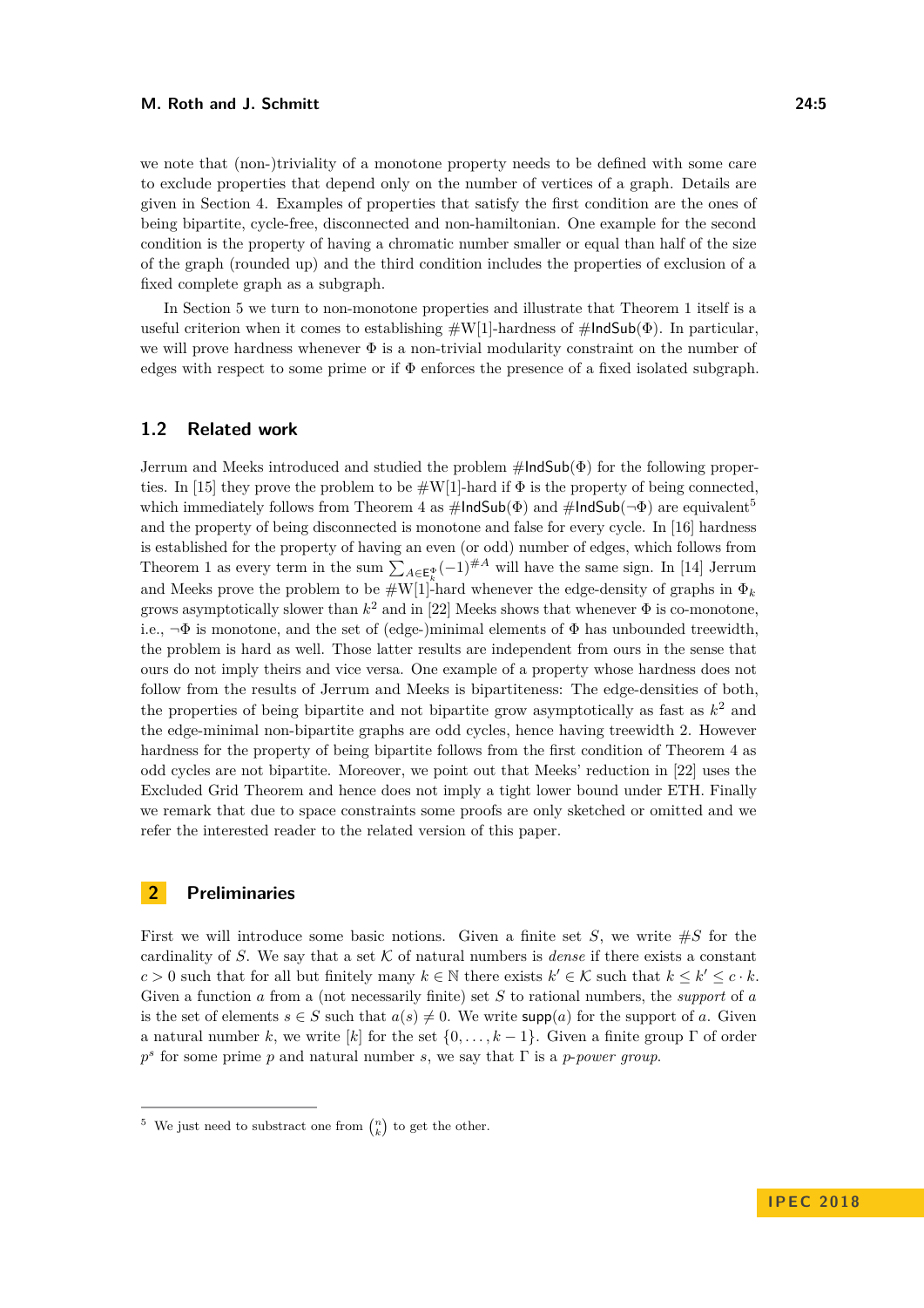we note that (non-)triviality of a monotone property needs to be defined with some care to exclude properties that depend only on the number of vertices of a graph. Details are given in Section 4. Examples of properties that satisfy the first condition are the ones of being bipartite, cycle-free, disconnected and non-hamiltonian. One example for the second condition is the property of having a chromatic number smaller or equal than half of the size of the graph (rounded up) and the third condition includes the properties of exclusion of a fixed complete graph as a subgraph.

In Section 5 we turn to non-monotone properties and illustrate that Theorem 1 itself is a useful criterion when it comes to establishing #W[1]-hardness of $\#\mathsf{IndSub}(\Phi)$. In particular, we will prove hardness whenever $\Phi$ is a non-trivial modularity constraint on the number of edges with respect to some prime or if $\Phi$ enforces the presence of a fixed isolated subgraph.

## 1.2 Related work

Jerrum and Meeks introduced and studied the problem $\#\mathsf{IndSub}(\Phi)$ for the following properties. In [15] they prove the problem to be #W[1]-hard if $\Phi$ is the property of being connected, which immediately follows from Theorem 4 as $\#\mathsf{IndSub}(\Phi)$ and $\#\mathsf{IndSub}(\neg\Phi)$ are equivalent[5] and the property of being disconnected is monotone and false for every cycle. In [16] hardness is established for the property of having an even (or odd) number of edges, which follows from Theorem 1 as every term in the sum $\sum_{A \in \mathsf{E}_k^\Phi} (-1)^{\#A}$ will have the same sign. In [14] Jerrum and Meeks prove the problem to be #W[1]-hard whenever the edge-density of graphs in $\Phi_k$ grows asymptotically slower than $k^2$ and in [22] Meeks shows that whenever $\Phi$ is co-monotone, i.e., $\neg\Phi$ is monotone, and the set of (edge-)minimal elements of $\Phi$ has unbounded treewidth, the problem is hard as well. Those latter results are independent from ours in the sense that ours do not imply theirs and vice versa. One example of a property whose hardness does not follow from the results of Jerrum and Meeks is bipartiteness: The edge-densities of both, the properties of being bipartite and not bipartite grow asymptotically as fast as $k^2$ and the edge-minimal non-bipartite graphs are odd cycles, hence having treewidth 2. However hardness for the property of being bipartite follows from the first condition of Theorem 4 as odd cycles are not bipartite. Moreover, we point out that Meeks' reduction in [22] uses the Excluded Grid Theorem and hence does not imply a tight lower bound under ETH. Finally we remark that due to space constraints some proofs are only sketched or omitted and we refer the interested reader to the related version of this paper.

# 2 Preliminaries

First we will introduce some basic notions. Given a finite set $S$, we write $\#S$ for the cardinality of $S$. We say that a set $\mathcal{K}$ of natural numbers is *dense* if there exists a constant $c > 0$ such that for all but finitely many $k \in \mathbb{N}$ there exists $k' \in \mathcal{K}$ such that $k \leq k' \leq c \cdot k$. Given a function $a$ from a (not necessarily finite) set $S$ to rational numbers, the *support* of $a$ is the set of elements $s \in S$ such that $a(s) \neq 0$. We write $\mathsf{supp}(a)$ for the support of $a$. Given a natural number $k$, we write $[k]$ for the set $\{0, \dots, k-1\}$. Given a finite group $\Gamma$ of order $p^s$ for some prime $p$ and natural number $s$, we say that $\Gamma$ is a *p-power group*.

---

[5] We just need to substract one from $\binom{n}{k}$ to get the other.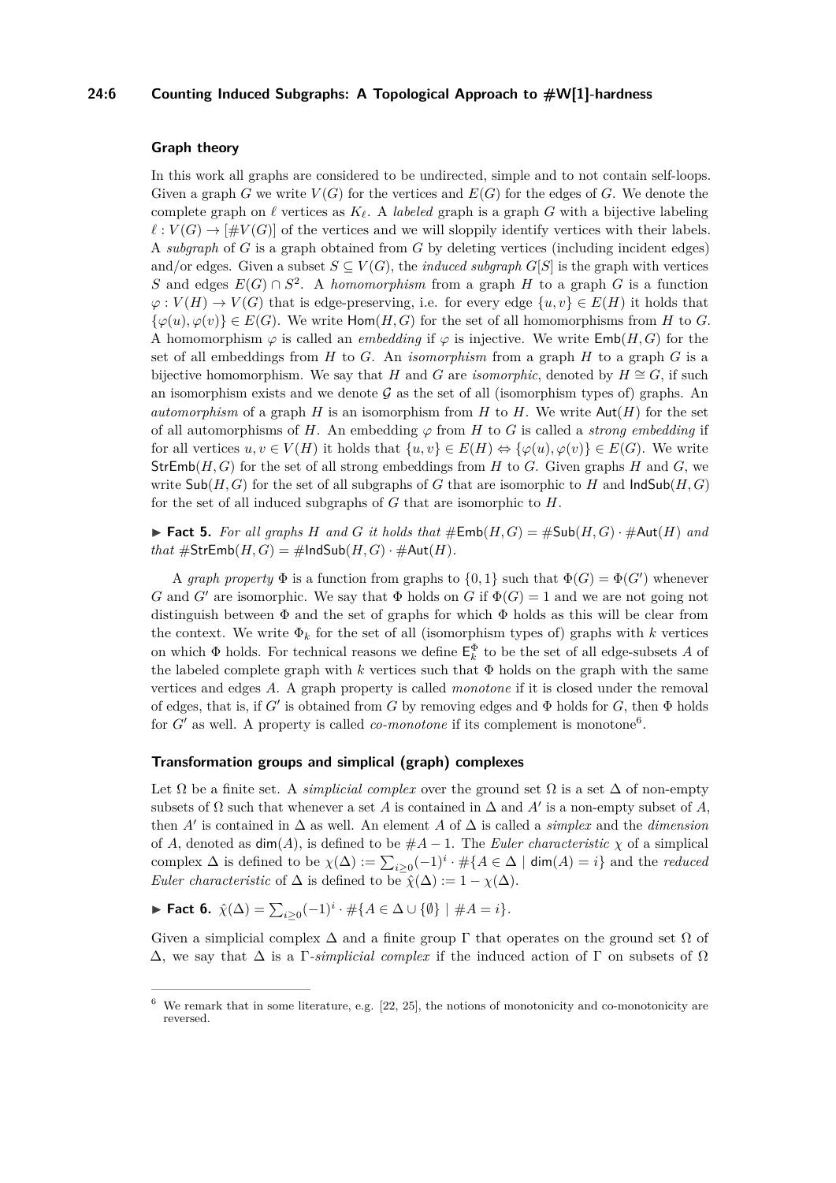### Graph theory

In this work all graphs are considered to be undirected, simple and to not contain self-loops. Given a graph $G$ we write $V(G)$ for the vertices and $E(G)$ for the edges of $G$. We denote the complete graph on $\ell$ vertices as $K_\ell$. A *labeled* graph is a graph $G$ with a bijective labeling $\ell : V(G) \to [\#V(G)]$ of the vertices and we will sloppily identify vertices with their labels. A *subgraph* of $G$ is a graph obtained from $G$ by deleting vertices (including incident edges) and/or edges. Given a subset $S \subseteq V(G)$, the *induced subgraph* $G[S]$ is the graph with vertices $S$ and edges $E(G) \cap S^2$. A *homomorphism* from a graph $H$ to a graph $G$ is a function $\varphi : V(H) \to V(G)$ that is edge-preserving, i.e. for every edge $\{u,v\} \in E(H)$ it holds that $\{\varphi(u), \varphi(v)\} \in E(G)$. We write $\mathsf{Hom}(H,G)$ for the set of all homomorphisms from $H$ to $G$. A homomorphism $\varphi$ is called an *embedding* if $\varphi$ is injective. We write $\mathsf{Emb}(H,G)$ for the set of all embeddings from $H$ to $G$. An *isomorphism* from a graph $H$ to a graph $G$ is a bijective homomorphism. We say that $H$ and $G$ are *isomorphic*, denoted by $H \cong G$, if such an isomorphism exists and we denote $\mathcal{G}$ as the set of all (isomorphism types of) graphs. An *automorphism* of a graph $H$ is an isomorphism from $H$ to $H$. We write $\mathsf{Aut}(H)$ for the set of all automorphisms of $H$. An embedding $\varphi$ from $H$ to $G$ is called a *strong embedding* if for all vertices $u, v \in V(H)$ it holds that $\{u,v\} \in E(H) \Leftrightarrow \{\varphi(u), \varphi(v)\} \in E(G)$. We write $\mathsf{StrEmb}(H,G)$ for the set of all strong embeddings from $H$ to $G$. Given graphs $H$ and $G$, we write $\mathsf{Sub}(H,G)$ for the set of all subgraphs of $G$ that are isomorphic to $H$ and $\mathsf{IndSub}(H,G)$ for the set of all induced subgraphs of $G$ that are isomorphic to $H$.

▶ **Fact 5.** *For all graphs $H$ and $G$ it holds that $\#\mathsf{Emb}(H,G) = \#\mathsf{Sub}(H,G) \cdot \#\mathsf{Aut}(H)$ and that $\#\mathsf{StrEmb}(H,G) = \#\mathsf{IndSub}(H,G) \cdot \#\mathsf{Aut}(H)$.*

A *graph property* $\Phi$ is a function from graphs to $\{0,1\}$ such that $\Phi(G) = \Phi(G')$ whenever $G$ and $G'$ are isomorphic. We say that $\Phi$ holds on $G$ if $\Phi(G) = 1$ and we are not going not distinguish between $\Phi$ and the set of graphs for which $\Phi$ holds as this will be clear from the context. We write $\Phi_k$ for the set of all (isomorphism types of) graphs with $k$ vertices on which $\Phi$ holds. For technical reasons we define $\mathsf{E}_k^\Phi$ to be the set of all edge-subsets $A$ of the labeled complete graph with $k$ vertices such that $\Phi$ holds on the graph with the same vertices and edges $A$. A graph property is called *monotone* if it is closed under the removal of edges, that is, if $G'$ is obtained from $G$ by removing edges and $\Phi$ holds for $G$, then $\Phi$ holds for $G'$ as well. A property is called *co-monotone* if its complement is monotone[6].

### Transformation groups and simplical (graph) complexes

Let $\Omega$ be a finite set. A *simplicial complex* over the ground set $\Omega$ is a set $\Delta$ of non-empty subsets of $\Omega$ such that whenever a set $A$ is contained in $\Delta$ and $A'$ is a non-empty subset of $A$, then $A'$ is contained in $\Delta$ as well. An element $A$ of $\Delta$ is called a *simplex* and the *dimension* of $A$, denoted as $\mathsf{dim}(A)$, is defined to be $\#A - 1$. The *Euler characteristic* $\chi$ of a simplicial complex $\Delta$ is defined to be $\chi(\Delta) := \sum_{i \geq 0} (-1)^i \cdot \#\{A \in \Delta \mid \mathsf{dim}(A) = i\}$ and the *reduced Euler characteristic* of $\Delta$ is defined to be $\hat{\chi}(\Delta) := 1 - \chi(\Delta)$.

▶ **Fact 6.** $\hat{\chi}(\Delta) = \sum_{i \geq 0} (-1)^i \cdot \#\{A \in \Delta \cup \{\emptyset\} \mid \#A = i\}$.

Given a simplicial complex $\Delta$ and a finite group $\Gamma$ that operates on the ground set $\Omega$ of $\Delta$, we say that $\Delta$ is a $\Gamma$*-simplicial complex* if the induced action of $\Gamma$ on subsets of $\Omega$

---

[6] We remark that in some literature, e.g. [22, 25], the notions of monotonicity and co-monotonicity are reversed.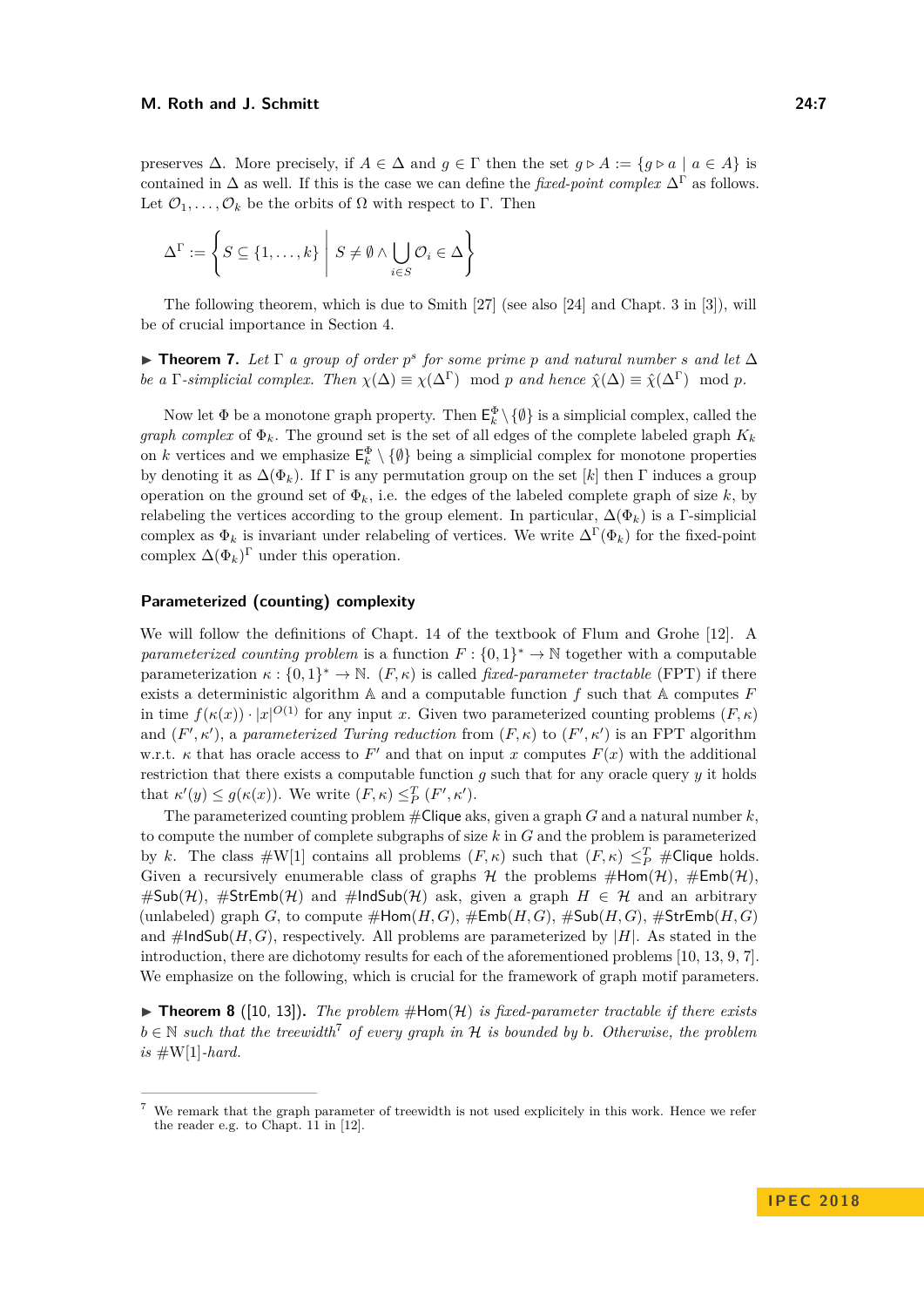preserves $\Delta$. More precisely, if $A \in \Delta$ and $g \in \Gamma$ then the set $g \triangleright A := \{g \triangleright a \mid a \in A\}$ is contained in $\Delta$ as well. If this is the case we can define the *fixed-point complex* $\Delta^\Gamma$ as follows. Let $\mathcal{O}_1, \dots, \mathcal{O}_k$ be the orbits of $\Omega$ with respect to $\Gamma$. Then

$$\Delta^\Gamma := \left\{ S \subseteq \{1, \dots, k\} \;\middle|\; S \neq \emptyset \wedge \bigcup_{i \in S} \mathcal{O}_i \in \Delta \right\}$$

The following theorem, which is due to Smith [27] (see also [24] and Chapt. 3 in [3]), will be of crucial importance in Section 4.

▶ **Theorem 7.** *Let $\Gamma$ a group of order $p^s$ for some prime $p$ and natural number $s$ and let $\Delta$ be a $\Gamma$-simplicial complex. Then $\chi(\Delta) \equiv \chi(\Delta^\Gamma) \mod p$ and hence $\hat{\chi}(\Delta) \equiv \hat{\chi}(\Delta^\Gamma) \mod p$.*

Now let $\Phi$ be a monotone graph property. Then $\mathsf{E}_k^\Phi \setminus \{\emptyset\}$ is a simplicial complex, called the *graph complex* of $\Phi_k$. The ground set is the set of all edges of the complete labeled graph $K_k$ on $k$ vertices and we emphasize $\mathsf{E}_k^\Phi \setminus \{\emptyset\}$ being a simplicial complex for monotone properties by denoting it as $\Delta(\Phi_k)$. If $\Gamma$ is any permutation group on the set $[k]$ then $\Gamma$ induces a group operation on the ground set of $\Phi_k$, i.e. the edges of the labeled complete graph of size $k$, by relabeling the vertices according to the group element. In particular, $\Delta(\Phi_k)$ is a $\Gamma$-simplicial complex as $\Phi_k$ is invariant under relabeling of vertices. We write $\Delta^\Gamma(\Phi_k)$ for the fixed-point complex $\Delta(\Phi_k)^\Gamma$ under this operation.

## Parameterized (counting) complexity

We will follow the definitions of Chapt. 14 of the textbook of Flum and Grohe [12]. A *parameterized counting problem* is a function $F : \{0,1\}^* \to \mathbb{N}$ together with a computable parameterization $\kappa : \{0,1\}^* \to \mathbb{N}$. $(F, \kappa)$ is called *fixed-parameter tractable* (FPT) if there exists a deterministic algorithm $\mathbb{A}$ and a computable function $f$ such that $\mathbb{A}$ computes $F$ in time $f(\kappa(x)) \cdot |x|^{O(1)}$ for any input $x$. Given two parameterized counting problems $(F, \kappa)$ and $(F', \kappa')$, a *parameterized Turing reduction* from $(F, \kappa)$ to $(F', \kappa')$ is an FPT algorithm w.r.t. $\kappa$ that has oracle access to $F'$ and that on input $x$ computes $F(x)$ with the additional restriction that there exists a computable function $g$ such that for any oracle query $y$ it holds that $\kappa'(y) \leq g(\kappa(x))$. We write $(F, \kappa) \leq_P^T (F', \kappa')$.

The parameterized counting problem $\#\mathsf{Clique}$ aks, given a graph $G$ and a natural number $k$, to compute the number of complete subgraphs of size $k$ in $G$ and the problem is parameterized by $k$. The class #W[1] contains all problems $(F, \kappa)$ such that $(F, \kappa) \leq_P^T \#\mathsf{Clique}$ holds. Given a recursively enumerable class of graphs $\mathcal{H}$ the problems $\#\mathsf{Hom}(\mathcal{H})$, $\#\mathsf{Emb}(\mathcal{H})$, $\#\mathsf{Sub}(\mathcal{H})$, $\#\mathsf{StrEmb}(\mathcal{H})$ and $\#\mathsf{IndSub}(\mathcal{H})$ ask, given a graph $H \in \mathcal{H}$ and an arbitrary (unlabeled) graph $G$, to compute $\#\mathsf{Hom}(H, G)$, $\#\mathsf{Emb}(H, G)$, $\#\mathsf{Sub}(H, G)$, $\#\mathsf{StrEmb}(H, G)$ and $\#\mathsf{IndSub}(H, G)$, respectively. All problems are parameterized by $|H|$. As stated in the introduction, there are dichotomy results for each of the aforementioned problems [10, 13, 9, 7]. We emphasize on the following, which is crucial for the framework of graph motif parameters.

▶ **Theorem 8** ([10, 13]). *The problem $\#\mathsf{Hom}(\mathcal{H})$ is fixed-parameter tractable if there exists $b \in \mathbb{N}$ such that the treewidth*[7] *of every graph in $\mathcal{H}$ is bounded by $b$. Otherwise, the problem is #W[1]-hard.*

[7] We remark that the graph parameter of treewidth is not used explicitely in this work. Hence we refer the reader e.g. to Chapt. 11 in [12].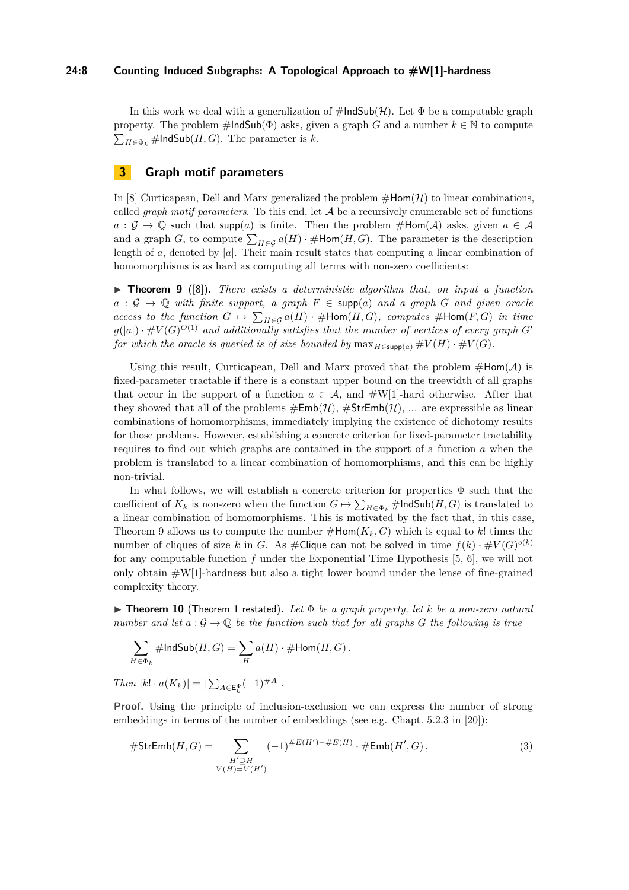In this work we deal with a generalization of $\#\mathsf{IndSub}(\mathcal{H})$. Let $\Phi$ be a computable graph property. The problem $\#\mathsf{IndSub}(\Phi)$ asks, given a graph $G$ and a number $k \in \mathbb{N}$ to compute $\sum_{H \in \Phi_k} \#\mathsf{IndSub}(H, G)$. The parameter is $k$.

## 3 Graph motif parameters

In [8] Curticapean, Dell and Marx generalized the problem $\#\mathsf{Hom}(\mathcal{H})$ to linear combinations, called *graph motif parameters*. To this end, let $\mathcal{A}$ be a recursively enumerable set of functions $a : \mathcal{G} \to \mathbb{Q}$ such that $\mathsf{supp}(a)$ is finite. Then the problem $\#\mathsf{Hom}(\mathcal{A})$ asks, given $a \in \mathcal{A}$ and a graph $G$, to compute $\sum_{H \in \mathcal{G}} a(H) \cdot \#\mathsf{Hom}(H, G)$. The parameter is the description length of $a$, denoted by $|a|$. Their main result states that computing a linear combination of homomorphisms is as hard as computing all terms with non-zero coefficients:

▶ **Theorem 9** ([8]). *There exists a deterministic algorithm that, on input a function $a : \mathcal{G} \to \mathbb{Q}$ with finite support, a graph $F \in \mathsf{supp}(a)$ and given oracle access to the function $G \mapsto \sum_{H \in \mathcal{G}} a(H) \cdot \#\mathsf{Hom}(H, G)$, computes $\#\mathsf{Hom}(F, G)$ in time $g(|a|) \cdot \#V(G)^{O(1)}$ and additionally satisfies that the number of vertices of every graph $G'$ for which the oracle is queried is of size bounded by $\max_{H \in \mathsf{supp}(a)} \#V(H) \cdot \#V(G)$.*

Using this result, Curticapean, Dell and Marx proved that the problem $\#\mathsf{Hom}(\mathcal{A})$ is fixed-parameter tractable if there is a constant upper bound on the treewidth of all graphs that occur in the support of a function $a \in \mathcal{A}$, and #W[1]-hard otherwise. After that they showed that all of the problems $\#\mathsf{Emb}(\mathcal{H})$, $\#\mathsf{StrEmb}(\mathcal{H})$, ... are expressible as linear combinations of homomorphisms, immediately implying the existence of dichotomy results for those problems. However, establishing a concrete criterion for fixed-parameter tractability requires to find out which graphs are contained in the support of a function $a$ when the problem is translated to a linear combination of homomorphisms, and this can be highly non-trivial.

In what follows, we will establish a concrete criterion for properties $\Phi$ such that the coefficient of $K_k$ is non-zero when the function $G \mapsto \sum_{H \in \Phi_k} \#\mathsf{IndSub}(H, G)$ is translated to a linear combination of homomorphisms. This is motivated by the fact that, in this case, Theorem 9 allows us to compute the number $\#\mathsf{Hom}(K_k, G)$ which is equal to $k!$ times the number of cliques of size $k$ in $G$. As $\#\mathsf{Clique}$ can not be solved in time $f(k) \cdot \#V(G)^{o(k)}$ for any computable function $f$ under the Exponential Time Hypothesis [5, 6], we will not only obtain #W[1]-hardness but also a tight lower bound under the lense of fine-grained complexity theory.

▶ **Theorem 10** (Theorem 1 restated). *Let $\Phi$ be a graph property, let $k$ be a non-zero natural number and let $a : \mathcal{G} \to \mathbb{Q}$ be the function such that for all graphs $G$ the following is true*

$$\sum_{H \in \Phi_k} \#\mathsf{IndSub}(H, G) = \sum_{H} a(H) \cdot \#\mathsf{Hom}(H, G) \,.$$

*Then $|k! \cdot a(K_k)| = |\sum_{A \in \mathsf{E}_k^{\Phi}} (-1)^{\#A}|$.*

**Proof.** Using the principle of inclusion-exclusion we can express the number of strong embeddings in terms of the number of embeddings (see e.g. Chapt. 5.2.3 in [20]):

$$\#\mathsf{StrEmb}(H, G) = \sum_{\substack{H' \supseteq H \\ V(H) = V(H')}} (-1)^{\#E(H') - \#E(H)} \cdot \#\mathsf{Emb}(H', G) \,, \tag{3}$$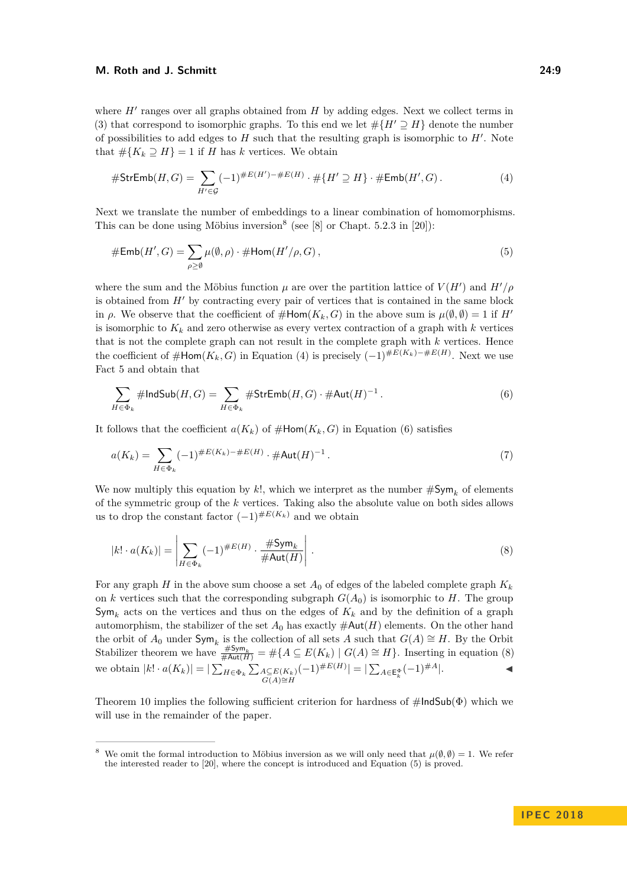where $H'$ ranges over all graphs obtained from $H$ by adding edges. Next we collect terms in (3) that correspond to isomorphic graphs. To this end we let $\#\{H' \supseteq H\}$ denote the number of possibilities to add edges to $H$ such that the resulting graph is isomorphic to $H'$. Note that $\#\{K_k \supseteq H\} = 1$ if $H$ has $k$ vertices. We obtain

$$\#\mathsf{StrEmb}(H,G) = \sum_{H' \in \mathcal{G}} (-1)^{\#E(H') - \#E(H)} \cdot \#\{H' \supseteq H\} \cdot \#\mathsf{Emb}(H',G)\,. \tag{4}$$

Next we translate the number of embeddings to a linear combination of homomorphisms. This can be done using Möbius inversion[8] (see [8] or Chapt. 5.2.3 in [20]):

$$\#\mathsf{Emb}(H',G) = \sum_{\rho \geq \emptyset} \mu(\emptyset,\rho) \cdot \#\mathsf{Hom}(H'/\rho, G)\,, \tag{5}$$

where the sum and the Möbius function $\mu$ are over the partition lattice of $V(H')$ and $H'/\rho$ is obtained from $H'$ by contracting every pair of vertices that is contained in the same block in $\rho$. We observe that the coefficient of $\#\mathsf{Hom}(K_k, G)$ in the above sum is $\mu(\emptyset,\emptyset) = 1$ if $H'$ is isomorphic to $K_k$ and zero otherwise as every vertex contraction of a graph with $k$ vertices that is not the complete graph can not result in the complete graph with $k$ vertices. Hence the coefficient of $\#\mathsf{Hom}(K_k, G)$ in Equation (4) is precisely $(-1)^{\#E(K_k) - \#E(H)}$. Next we use Fact 5 and obtain that

$$\sum_{H \in \Phi_k} \#\mathsf{IndSub}(H,G) = \sum_{H \in \Phi_k} \#\mathsf{StrEmb}(H,G) \cdot \#\mathsf{Aut}(H)^{-1}\,. \tag{6}$$

It follows that the coefficient $a(K_k)$ of $\#\mathsf{Hom}(K_k, G)$ in Equation (6) satisfies

$$a(K_k) = \sum_{H \in \Phi_k} (-1)^{\#E(K_k) - \#E(H)} \cdot \#\mathsf{Aut}(H)^{-1}\,. \tag{7}$$

We now multiply this equation by $k!$, which we interpret as the number $\#\mathsf{Sym}_k$ of elements of the symmetric group of the $k$ vertices. Taking also the absolute value on both sides allows us to drop the constant factor $(-1)^{\#E(K_k)}$ and we obtain

$$|k! \cdot a(K_k)| = \left| \sum_{H \in \Phi_k} (-1)^{\#E(H)} \cdot \frac{\#\mathsf{Sym}_k}{\#\mathsf{Aut}(H)} \right|\,. \tag{8}$$

For any graph $H$ in the above sum choose a set $A_0$ of edges of the labeled complete graph $K_k$ on $k$ vertices such that the corresponding subgraph $G(A_0)$ is isomorphic to $H$. The group $\mathsf{Sym}_k$ acts on the vertices and thus on the edges of $K_k$ and by the definition of a graph automorphism, the stabilizer of the set $A_0$ has exactly $\#\mathsf{Aut}(H)$ elements. On the other hand the orbit of $A_0$ under $\mathsf{Sym}_k$ is the collection of all sets $A$ such that $G(A) \cong H$. By the Orbit Stabilizer theorem we have $\frac{\#\mathsf{Sym}_k}{\#\mathsf{Aut}(H)} = \#\{A \subseteq E(K_k) \mid G(A) \cong H\}$. Inserting in equation (8) we obtain $|k! \cdot a(K_k)| = |\sum_{H \in \Phi_k} \sum_{\substack{A \subseteq E(K_k) \\ G(A) \cong H}} (-1)^{\#E(H)}| = |\sum_{A \in \mathsf{E}_k^{\Phi}} (-1)^{\#A}|$. ◀

Theorem 10 implies the following sufficient criterion for hardness of $\#\mathsf{IndSub}(\Phi)$ which we will use in the remainder of the paper.

---

[8] We omit the formal introduction to Möbius inversion as we will only need that $\mu(\emptyset,\emptyset) = 1$. We refer the interested reader to [20], where the concept is introduced and Equation (5) is proved.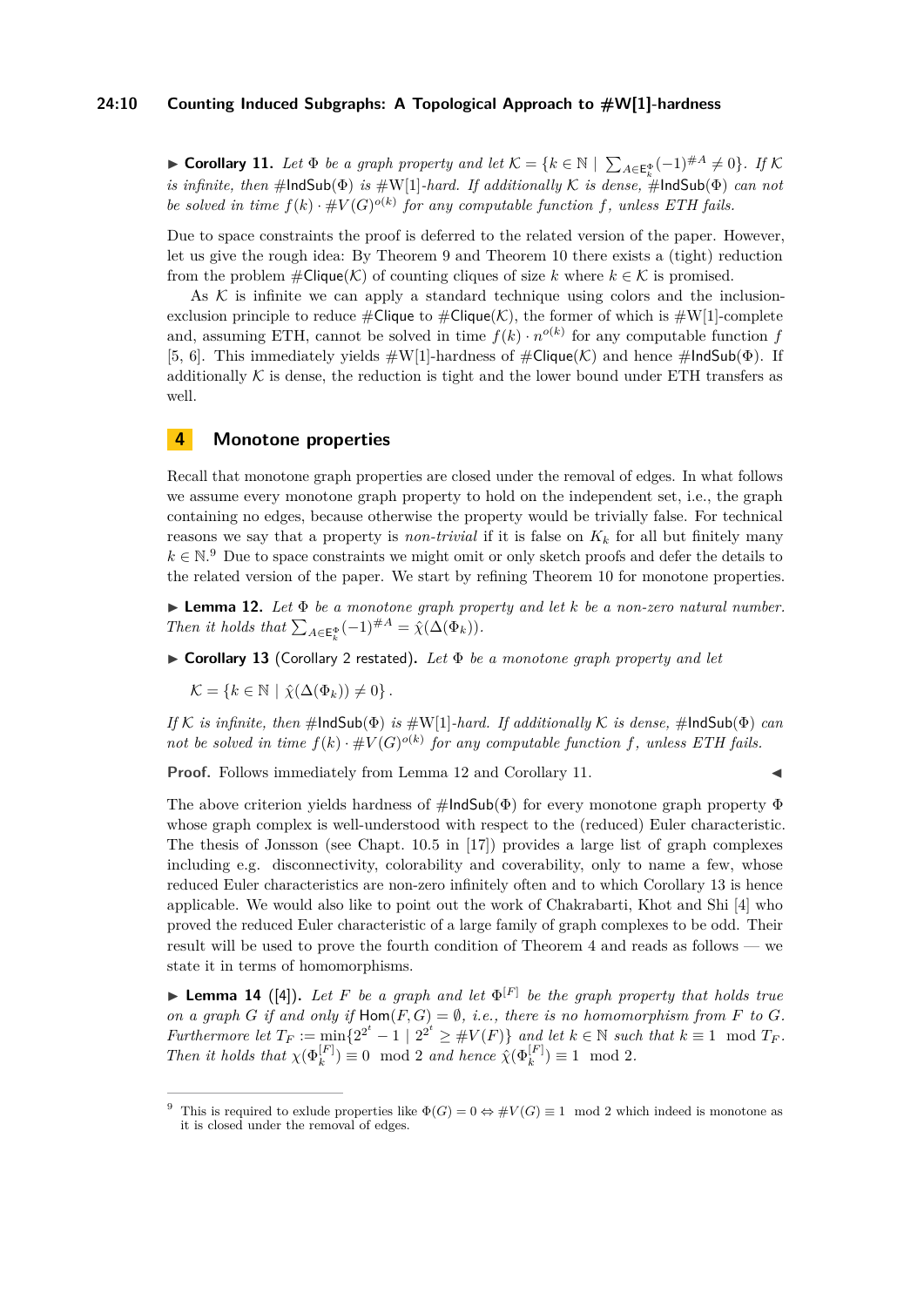▶ **Corollary 11.** *Let $\Phi$ be a graph property and let $\mathcal{K} = \{k \in \mathbb{N} \mid \sum_{A \in \mathsf{E}_k^\Phi} (-1)^{\#A} \neq 0\}$. If $\mathcal{K}$ is infinite, then $\#\mathsf{IndSub}(\Phi)$ is #W[1]-hard. If additionally $\mathcal{K}$ is dense, $\#\mathsf{IndSub}(\Phi)$ can not be solved in time $f(k) \cdot \#V(G)^{o(k)}$ for any computable function $f$, unless ETH fails.*

Due to space constraints the proof is deferred to the related version of the paper. However, let us give the rough idea: By Theorem 9 and Theorem 10 there exists a (tight) reduction from the problem $\#\mathsf{Clique}(\mathcal{K})$ of counting cliques of size $k$ where $k \in \mathcal{K}$ is promised.

As $\mathcal{K}$ is infinite we can apply a standard technique using colors and the inclusion-exclusion principle to reduce $\#\mathsf{Clique}$ to $\#\mathsf{Clique}(\mathcal{K})$, the former of which is #W[1]-complete and, assuming ETH, cannot be solved in time $f(k) \cdot n^{o(k)}$ for any computable function $f$ [5, 6]. This immediately yields #W[1]-hardness of $\#\mathsf{Clique}(\mathcal{K})$ and hence $\#\mathsf{IndSub}(\Phi)$. If additionally $\mathcal{K}$ is dense, the reduction is tight and the lower bound under ETH transfers as well.

## 4 Monotone properties

Recall that monotone graph properties are closed under the removal of edges. In what follows we assume every monotone graph property to hold on the independent set, i.e., the graph containing no edges, because otherwise the property would be trivially false. For technical reasons we say that a property is *non-trivial* if it is false on $K_k$ for all but finitely many $k \in \mathbb{N}$.[9] Due to space constraints we might omit or only sketch proofs and defer the details to the related version of the paper. We start by refining Theorem 10 for monotone properties.

▶ **Lemma 12.** *Let $\Phi$ be a monotone graph property and let $k$ be a non-zero natural number. Then it holds that $\sum_{A \in \mathsf{E}_k^\Phi} (-1)^{\#A} = \hat{\chi}(\Delta(\Phi_k))$.*

▶ **Corollary 13** (Corollary 2 restated)**.** *Let $\Phi$ be a monotone graph property and let*

$$\mathcal{K} = \{k \in \mathbb{N} \mid \hat{\chi}(\Delta(\Phi_k)) \neq 0\}\,.$$

*If $\mathcal{K}$ is infinite, then $\#\mathsf{IndSub}(\Phi)$ is #W[1]-hard. If additionally $\mathcal{K}$ is dense, $\#\mathsf{IndSub}(\Phi)$ can not be solved in time $f(k) \cdot \#V(G)^{o(k)}$ for any computable function $f$, unless ETH fails.*

**Proof.** Follows immediately from Lemma 12 and Corollary 11. ◀

The above criterion yields hardness of $\#\mathsf{IndSub}(\Phi)$ for every monotone graph property $\Phi$ whose graph complex is well-understood with respect to the (reduced) Euler characteristic. The thesis of Jonsson (see Chapt. 10.5 in [17]) provides a large list of graph complexes including e.g. disconnectivity, colorability and coverability, only to name a few, whose reduced Euler characteristics are non-zero infinitely often and to which Corollary 13 is hence applicable. We would also like to point out the work of Chakrabarti, Khot and Shi [4] who proved the reduced Euler characteristic of a large family of graph complexes to be odd. Their result will be used to prove the fourth condition of Theorem 4 and reads as follows — we state it in terms of homomorphisms.

▶ **Lemma 14** ([4])**.** *Let $F$ be a graph and let $\Phi^{[F]}$ be the graph property that holds true on a graph $G$ if and only if $\mathsf{Hom}(F, G) = \emptyset$, i.e., there is no homomorphism from $F$ to $G$. Furthermore let $T_F := \min\{2^{2^t} - 1 \mid 2^{2^t} \geq \#V(F)\}$ and let $k \in \mathbb{N}$ such that $k \equiv 1 \mod T_F$. Then it holds that $\chi(\Phi_k^{[F]}) \equiv 0 \mod 2$ and hence $\hat{\chi}(\Phi_k^{[F]}) \equiv 1 \mod 2$.*

[9] This is required to exlude properties like $\Phi(G) = 0 \Leftrightarrow \#V(G) \equiv 1 \mod 2$ which indeed is monotone as it is closed under the removal of edges.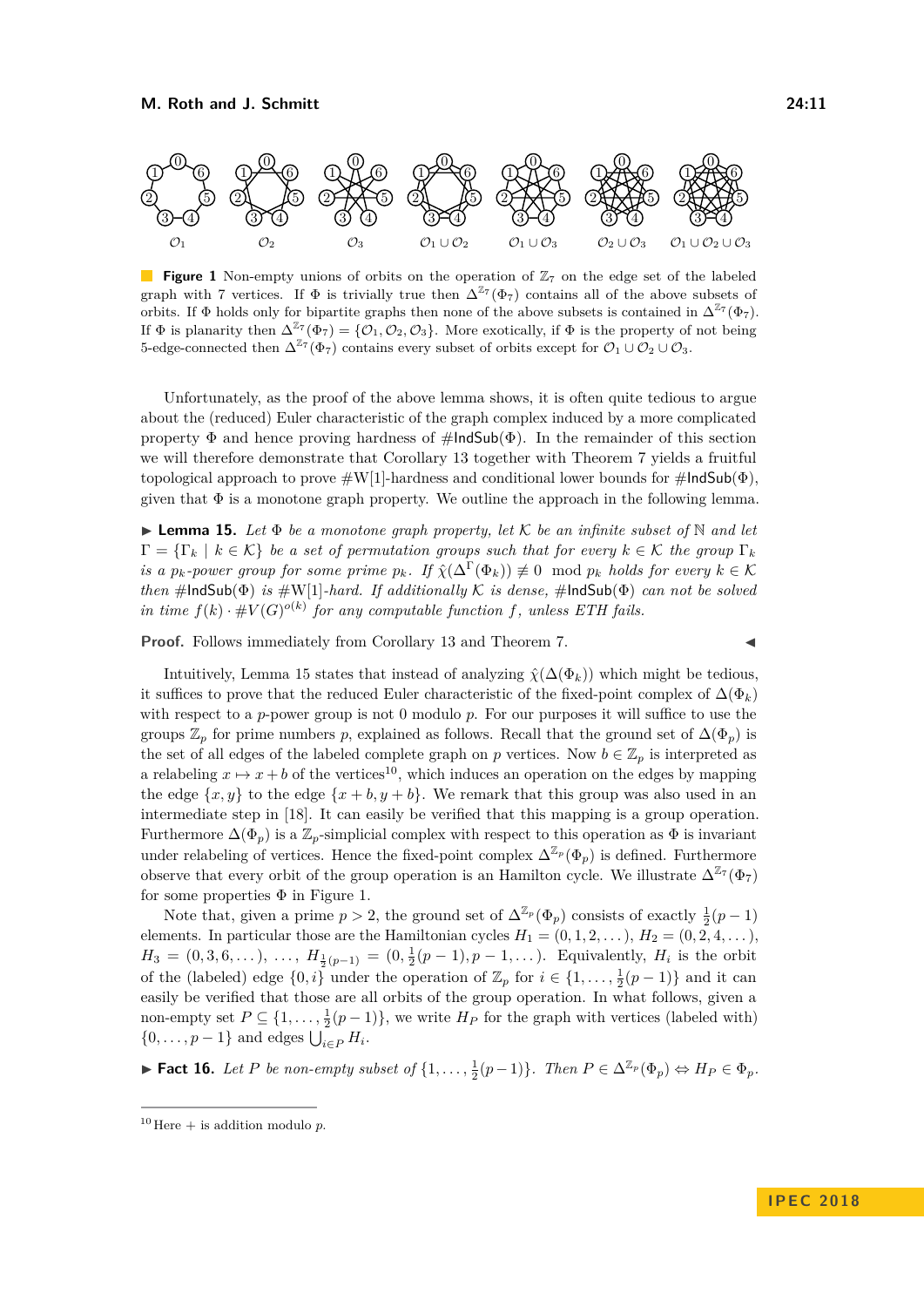**Figure 1** Non-empty unions of orbits on the operation of $\mathbb{Z}_7$ on the edge set of the labeled graph with 7 vertices. If $\Phi$ is trivially true then $\Delta^{\mathbb{Z}_7}(\Phi_7)$ contains all of the above subsets of orbits. If $\Phi$ holds only for bipartite graphs then none of the above subsets is contained in $\Delta^{\mathbb{Z}_7}(\Phi_7)$. If $\Phi$ is planarity then $\Delta^{\mathbb{Z}_7}(\Phi_7) = \{\mathcal{O}_1, \mathcal{O}_2, \mathcal{O}_3\}$. More exotically, if $\Phi$ is the property of not being 5-edge-connected then $\Delta^{\mathbb{Z}_7}(\Phi_7)$ contains every subset of orbits except for $\mathcal{O}_1 \cup \mathcal{O}_2 \cup \mathcal{O}_3$.

Unfortunately, as the proof of the above lemma shows, it is often quite tedious to argue about the (reduced) Euler characteristic of the graph complex induced by a more complicated property $\Phi$ and hence proving hardness of $\#\mathsf{IndSub}(\Phi)$. In the remainder of this section we will therefore demonstrate that Corollary 13 together with Theorem 7 yields a fruitful topological approach to prove $\#\mathrm{W}[1]$-hardness and conditional lower bounds for $\#\mathsf{IndSub}(\Phi)$, given that $\Phi$ is a monotone graph property. We outline the approach in the following lemma.

▶ **Lemma 15.** *Let $\Phi$ be a monotone graph property, let $\mathcal{K}$ be an infinite subset of $\mathbb{N}$ and let $\Gamma = \{\Gamma_k \mid k \in \mathcal{K}\}$ be a set of permutation groups such that for every $k \in \mathcal{K}$ the group $\Gamma_k$ is a $p_k$-power group for some prime $p_k$. If $\hat{\chi}(\Delta^{\Gamma}(\Phi_k)) \not\equiv 0 \mod p_k$ holds for every $k \in \mathcal{K}$ then $\#\mathsf{IndSub}(\Phi)$ is $\#\mathrm{W}[1]$-hard. If additionally $\mathcal{K}$ is dense, $\#\mathsf{IndSub}(\Phi)$ can not be solved in time $f(k) \cdot \#V(G)^{o(k)}$ for any computable function $f$, unless ETH fails.*

**Proof.** Follows immediately from Corollary 13 and Theorem 7. ◀

Intuitively, Lemma 15 states that instead of analyzing $\hat{\chi}(\Delta(\Phi_k))$ which might be tedious, it suffices to prove that the reduced Euler characteristic of the fixed-point complex of $\Delta(\Phi_k)$ with respect to a $p$-power group is not 0 modulo $p$. For our purposes it will suffice to use the groups $\mathbb{Z}_p$ for prime numbers $p$, explained as follows. Recall that the ground set of $\Delta(\Phi_p)$ is the set of all edges of the labeled complete graph on $p$ vertices. Now $b \in \mathbb{Z}_p$ is interpreted as a relabeling $x \mapsto x + b$ of the vertices[10], which induces an operation on the edges by mapping the edge $\{x, y\}$ to the edge $\{x + b, y + b\}$. We remark that this group was also used in an intermediate step in [18]. It can easily be verified that this mapping is a group operation. Furthermore $\Delta(\Phi_p)$ is a $\mathbb{Z}_p$-simplicial complex with respect to this operation as $\Phi$ is invariant under relabeling of vertices. Hence the fixed-point complex $\Delta^{\mathbb{Z}_p}(\Phi_p)$ is defined. Furthermore observe that every orbit of the group operation is an Hamilton cycle. We illustrate $\Delta^{\mathbb{Z}_7}(\Phi_7)$ for some properties $\Phi$ in Figure 1.

Note that, given a prime $p > 2$, the ground set of $\Delta^{\mathbb{Z}_p}(\Phi_p)$ consists of exactly $\frac{1}{2}(p-1)$ elements. In particular those are the Hamiltonian cycles $H_1 = (0, 1, 2, \dots)$, $H_2 = (0, 2, 4, \dots)$, $H_3 = (0, 3, 6, \dots)$, $\dots$, $H_{\frac{1}{2}(p-1)} = (0, \frac{1}{2}(p-1), p-1, \dots)$. Equivalently, $H_i$ is the orbit of the (labeled) edge $\{0, i\}$ under the operation of $\mathbb{Z}_p$ for $i \in \{1, \dots, \frac{1}{2}(p-1)\}$ and it can easily be verified that those are all orbits of the group operation. In what follows, given a non-empty set $P \subseteq \{1, \dots, \frac{1}{2}(p-1)\}$, we write $H_P$ for the graph with vertices (labeled with) $\{0, \dots, p-1\}$ and edges $\bigcup_{i \in P} H_i$.

▶ **Fact 16.** *Let $P$ be non-empty subset of $\{1, \dots, \frac{1}{2}(p-1)\}$. Then $P \in \Delta^{\mathbb{Z}_p}(\Phi_p) \Leftrightarrow H_P \in \Phi_p$.*

[10] Here $+$ is addition modulo $p$.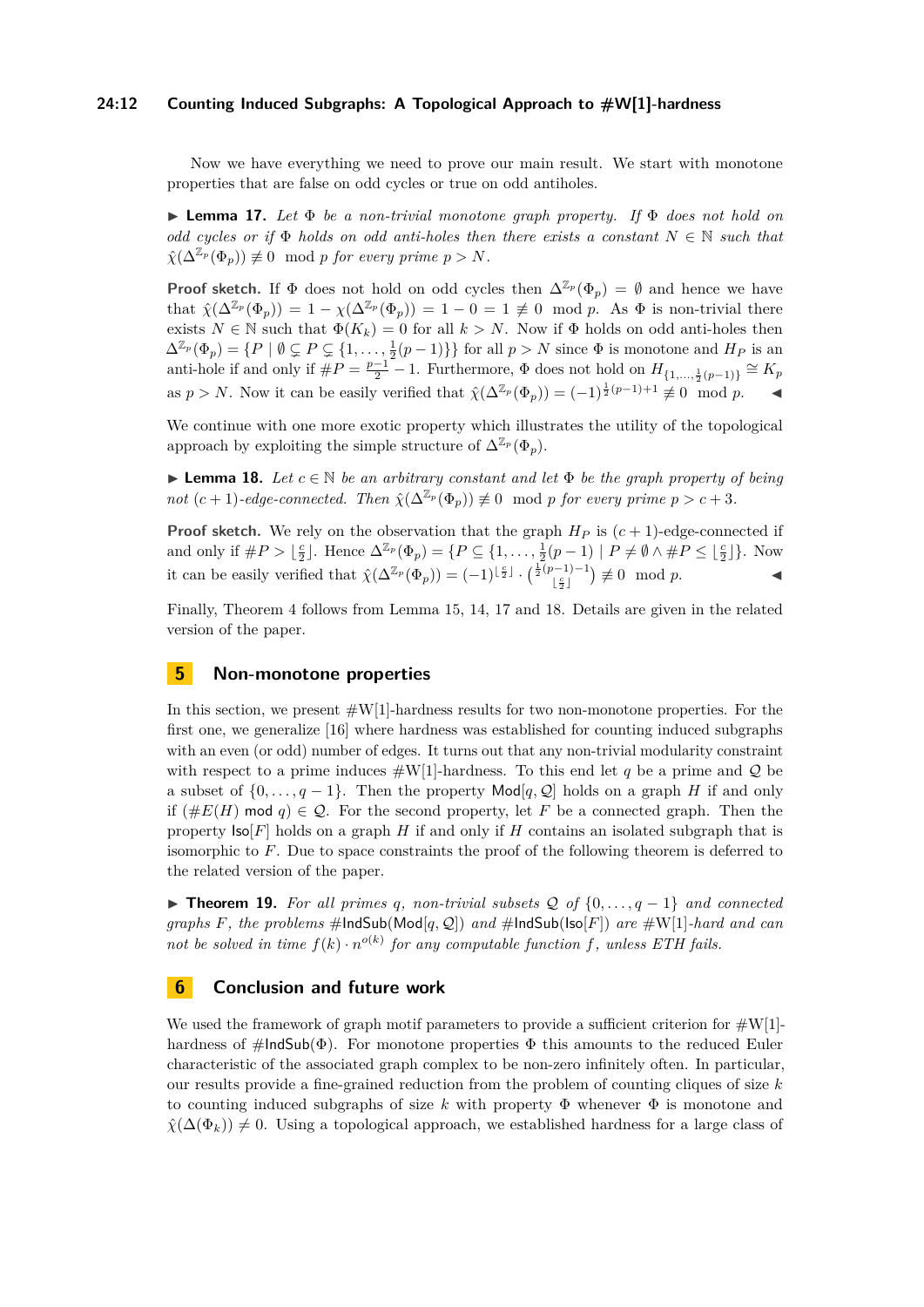Now we have everything we need to prove our main result. We start with monotone properties that are false on odd cycles or true on odd antiholes.

▶ **Lemma 17.** *Let $\Phi$ be a non-trivial monotone graph property. If $\Phi$ does not hold on odd cycles or if $\Phi$ holds on odd anti-holes then there exists a constant $N \in \mathbb{N}$ such that $\hat{\chi}(\Delta^{\mathbb{Z}_p}(\Phi_p)) \not\equiv 0 \mod p$ for every prime $p > N$.*

**Proof sketch.** If $\Phi$ does not hold on odd cycles then $\Delta^{\mathbb{Z}_p}(\Phi_p) = \emptyset$ and hence we have that $\hat{\chi}(\Delta^{\mathbb{Z}_p}(\Phi_p)) = 1 - \chi(\Delta^{\mathbb{Z}_p}(\Phi_p)) = 1 - 0 = 1 \not\equiv 0 \mod p$. As $\Phi$ is non-trivial there exists $N \in \mathbb{N}$ such that $\Phi(K_k) = 0$ for all $k > N$. Now if $\Phi$ holds on odd anti-holes then $\Delta^{\mathbb{Z}_p}(\Phi_p) = \{P \mid \emptyset \subsetneq P \subsetneq \{1, \dots, \frac{1}{2}(p-1)\}\}$ for all $p > N$ since $\Phi$ is monotone and $H_P$ is an anti-hole if and only if $\#P = \frac{p-1}{2} - 1$. Furthermore, $\Phi$ does not hold on $H_{\{1,\dots,\frac{1}{2}(p-1)\}} \cong K_p$ as $p > N$. Now it can be easily verified that $\hat{\chi}(\Delta^{\mathbb{Z}_p}(\Phi_p)) = (-1)^{\frac{1}{2}(p-1)+1} \not\equiv 0 \mod p$. ◀

We continue with one more exotic property which illustrates the utility of the topological approach by exploiting the simple structure of $\Delta^{\mathbb{Z}_p}(\Phi_p)$.

▶ **Lemma 18.** *Let $c \in \mathbb{N}$ be an arbitrary constant and let $\Phi$ be the graph property of being not $(c+1)$-edge-connected. Then $\hat{\chi}(\Delta^{\mathbb{Z}_p}(\Phi_p)) \not\equiv 0 \mod p$ for every prime $p > c + 3$.*

**Proof sketch.** We rely on the observation that the graph $H_P$ is $(c+1)$-edge-connected if and only if $\#P > \lfloor \frac{c}{2} \rfloor$. Hence $\Delta^{\mathbb{Z}_p}(\Phi_p) = \{P \subseteq \{1, \dots, \frac{1}{2}(p-1)\} \mid P \neq \emptyset \wedge \#P \leq \lfloor \frac{c}{2} \rfloor\}$. Now it can be easily verified that $\hat{\chi}(\Delta^{\mathbb{Z}_p}(\Phi_p)) = (-1)^{\lfloor \frac{c}{2} \rfloor} \cdot \binom{\frac{1}{2}(p-1)-1}{\lfloor \frac{c}{2} \rfloor} \not\equiv 0 \mod p$. ◀

Finally, Theorem 4 follows from Lemma 15, 14, 17 and 18. Details are given in the related version of the paper.

## 5 Non-monotone properties

In this section, we present #W[1]-hardness results for two non-monotone properties. For the first one, we generalize [16] where hardness was established for counting induced subgraphs with an even (or odd) number of edges. It turns out that any non-trivial modularity constraint with respect to a prime induces #W[1]-hardness. To this end let $q$ be a prime and $\mathcal{Q}$ be a subset of $\{0, \dots, q-1\}$. Then the property $\mathsf{Mod}[q, \mathcal{Q}]$ holds on a graph $H$ if and only if $(\#E(H) \mathsf{~mod~} q) \in \mathcal{Q}$. For the second property, let $F$ be a connected graph. Then the property $\mathsf{Iso}[F]$ holds on a graph $H$ if and only if $H$ contains an isolated subgraph that is isomorphic to $F$. Due to space constraints the proof of the following theorem is deferred to the related version of the paper.

▶ **Theorem 19.** *For all primes $q$, non-trivial subsets $\mathcal{Q}$ of $\{0, \dots, q-1\}$ and connected graphs $F$, the problems $\#\mathsf{IndSub}(\mathsf{Mod}[q, \mathcal{Q}])$ and $\#\mathsf{IndSub}(\mathsf{Iso}[F])$ are #W[1]-hard and can not be solved in time $f(k) \cdot n^{o(k)}$ for any computable function $f$, unless ETH fails.*

## 6 Conclusion and future work

We used the framework of graph motif parameters to provide a sufficient criterion for #W[1]-hardness of $\#\mathsf{IndSub}(\Phi)$. For monotone properties $\Phi$ this amounts to the reduced Euler characteristic of the associated graph complex to be non-zero infinitely often. In particular, our results provide a fine-grained reduction from the problem of counting cliques of size $k$ to counting induced subgraphs of size $k$ with property $\Phi$ whenever $\Phi$ is monotone and $\hat{\chi}(\Delta(\Phi_k)) \neq 0$. Using a topological approach, we established hardness for a large class of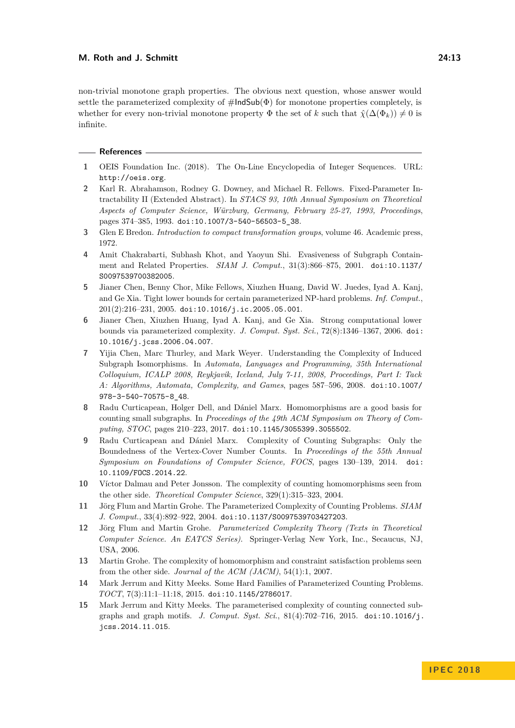non-trivial monotone graph properties. The obvious next question, whose answer would settle the parameterized complexity of $\#\mathsf{IndSub}(\Phi)$ for monotone properties completely, is whether for every non-trivial monotone property $\Phi$ the set of $k$ such that $\hat{\chi}(\Delta(\Phi_k)) \neq 0$ is infinite.

## References

1. OEIS Foundation Inc. (2018). The On-Line Encyclopedia of Integer Sequences. URL: http://oeis.org.
2. Karl R. Abrahamson, Rodney G. Downey, and Michael R. Fellows. Fixed-Parameter Intractability II (Extended Abstract). In *STACS 93, 10th Annual Symposium on Theoretical Aspects of Computer Science, Würzburg, Germany, February 25-27, 1993, Proceedings*, pages 374–385, 1993. doi:10.1007/3-540-56503-5_38.
3. Glen E Bredon. *Introduction to compact transformation groups*, volume 46. Academic press, 1972.
4. Amit Chakrabarti, Subhash Khot, and Yaoyun Shi. Evasiveness of Subgraph Containment and Related Properties. *SIAM J. Comput.*, 31(3):866–875, 2001. doi:10.1137/S0097539700382005.
5. Jianer Chen, Benny Chor, Mike Fellows, Xiuzhen Huang, David W. Juedes, Iyad A. Kanj, and Ge Xia. Tight lower bounds for certain parameterized NP-hard problems. *Inf. Comput.*, 201(2):216–231, 2005. doi:10.1016/j.ic.2005.05.001.
6. Jianer Chen, Xiuzhen Huang, Iyad A. Kanj, and Ge Xia. Strong computational lower bounds via parameterized complexity. *J. Comput. Syst. Sci.*, 72(8):1346–1367, 2006. doi:10.1016/j.jcss.2006.04.007.
7. Yijia Chen, Marc Thurley, and Mark Weyer. Understanding the Complexity of Induced Subgraph Isomorphisms. In *Automata, Languages and Programming, 35th International Colloquium, ICALP 2008, Reykjavik, Iceland, July 7-11, 2008, Proceedings, Part I: Tack A: Algorithms, Automata, Complexity, and Games*, pages 587–596, 2008. doi:10.1007/978-3-540-70575-8_48.
8. Radu Curticapean, Holger Dell, and Dániel Marx. Homomorphisms are a good basis for counting small subgraphs. In *Proceedings of the 49th ACM Symposium on Theory of Computing, STOC*, pages 210–223, 2017. doi:10.1145/3055399.3055502.
9. Radu Curticapean and Dániel Marx. Complexity of Counting Subgraphs: Only the Boundedness of the Vertex-Cover Number Counts. In *Proceedings of the 55th Annual Symposium on Foundations of Computer Science, FOCS*, pages 130–139, 2014. doi:10.1109/FOCS.2014.22.
10. Víctor Dalmau and Peter Jonsson. The complexity of counting homomorphisms seen from the other side. *Theoretical Computer Science*, 329(1):315–323, 2004.
11. Jörg Flum and Martin Grohe. The Parameterized Complexity of Counting Problems. *SIAM J. Comput.*, 33(4):892–922, 2004. doi:10.1137/S0097539703427203.
12. Jörg Flum and Martin Grohe. *Parameterized Complexity Theory (Texts in Theoretical Computer Science. An EATCS Series)*. Springer-Verlag New York, Inc., Secaucus, NJ, USA, 2006.
13. Martin Grohe. The complexity of homomorphism and constraint satisfaction problems seen from the other side. *Journal of the ACM (JACM)*, 54(1):1, 2007.
14. Mark Jerrum and Kitty Meeks. Some Hard Families of Parameterized Counting Problems. *TOCT*, 7(3):11:1–11:18, 2015. doi:10.1145/2786017.
15. Mark Jerrum and Kitty Meeks. The parameterised complexity of counting connected subgraphs and graph motifs. *J. Comput. Syst. Sci.*, 81(4):702–716, 2015. doi:10.1016/j.jcss.2014.11.015.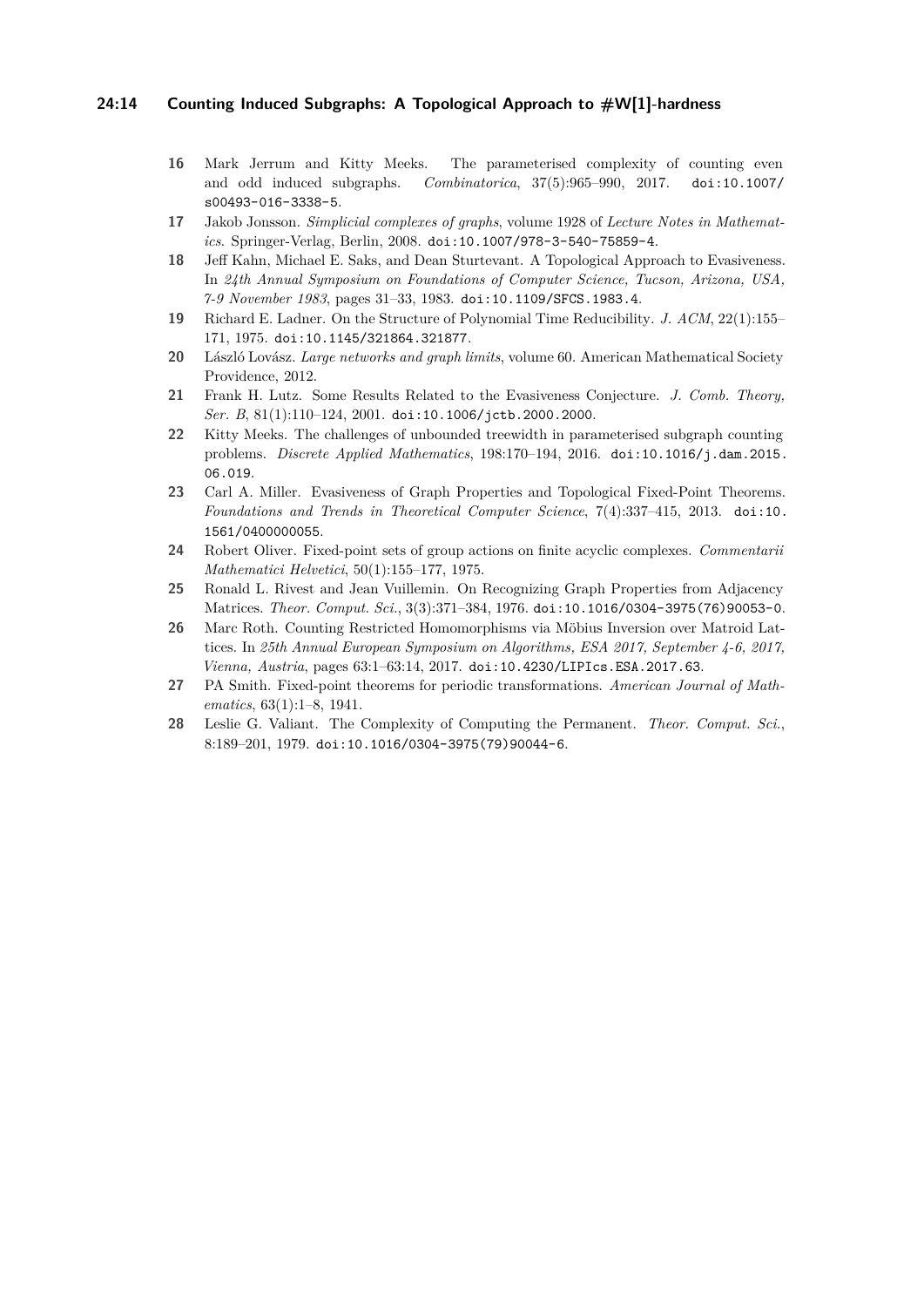16 Mark Jerrum and Kitty Meeks. The parameterised complexity of counting even and odd induced subgraphs. *Combinatorica*, 37(5):965–990, 2017. doi:10.1007/s00493-016-3338-5.

17 Jakob Jonsson. *Simplicial complexes of graphs*, volume 1928 of *Lecture Notes in Mathematics*. Springer-Verlag, Berlin, 2008. doi:10.1007/978-3-540-75859-4.

18 Jeff Kahn, Michael E. Saks, and Dean Sturtevant. A Topological Approach to Evasiveness. In *24th Annual Symposium on Foundations of Computer Science, Tucson, Arizona, USA, 7-9 November 1983*, pages 31–33, 1983. doi:10.1109/SFCS.1983.4.

19 Richard E. Ladner. On the Structure of Polynomial Time Reducibility. *J. ACM*, 22(1):155–171, 1975. doi:10.1145/321864.321877.

20 László Lovász. *Large networks and graph limits*, volume 60. American Mathematical Society Providence, 2012.

21 Frank H. Lutz. Some Results Related to the Evasiveness Conjecture. *J. Comb. Theory, Ser. B*, 81(1):110–124, 2001. doi:10.1006/jctb.2000.2000.

22 Kitty Meeks. The challenges of unbounded treewidth in parameterised subgraph counting problems. *Discrete Applied Mathematics*, 198:170–194, 2016. doi:10.1016/j.dam.2015.06.019.

23 Carl A. Miller. Evasiveness of Graph Properties and Topological Fixed-Point Theorems. *Foundations and Trends in Theoretical Computer Science*, 7(4):337–415, 2013. doi:10.1561/0400000055.

24 Robert Oliver. Fixed-point sets of group actions on finite acyclic complexes. *Commentarii Mathematici Helvetici*, 50(1):155–177, 1975.

25 Ronald L. Rivest and Jean Vuillemin. On Recognizing Graph Properties from Adjacency Matrices. *Theor. Comput. Sci.*, 3(3):371–384, 1976. doi:10.1016/0304-3975(76)90053-0.

26 Marc Roth. Counting Restricted Homomorphisms via Möbius Inversion over Matroid Lattices. In *25th Annual European Symposium on Algorithms, ESA 2017, September 4-6, 2017, Vienna, Austria*, pages 63:1–63:14, 2017. doi:10.4230/LIPIcs.ESA.2017.63.

27 PA Smith. Fixed-point theorems for periodic transformations. *American Journal of Mathematics*, 63(1):1–8, 1941.

28 Leslie G. Valiant. The Complexity of Computing the Permanent. *Theor. Comput. Sci.*, 8:189–201, 1979. doi:10.1016/0304-3975(79)90044-6.